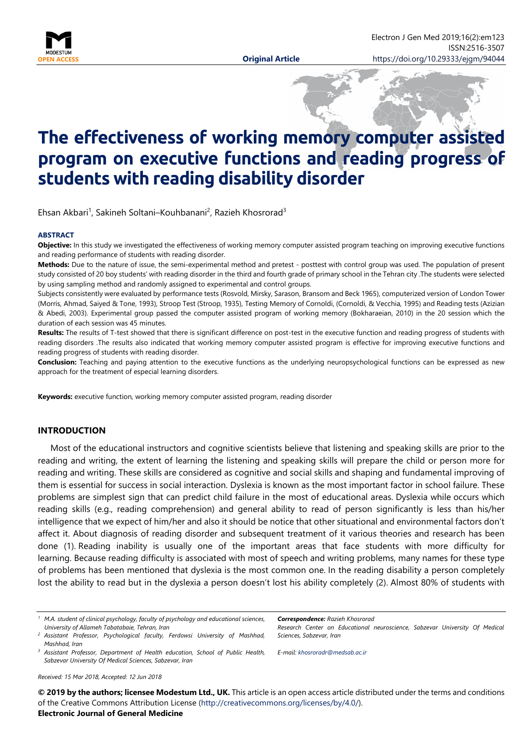# The effectiveness of working memory computer assisted program on executive functions and reading progress of students with reading disability disorder

Ehsan Akbari[1], Sakineh Soltani–Kouhbanani[2], Razieh Khosrorad[3]

### ABSTRACT

**Objective:** In this study we investigated the effectiveness of working memory computer assisted program teaching on improving executive functions and reading performance of students with reading disorder.

**Methods:** Due to the nature of issue, the semi-experimental method and pretest - posttest with control group was used. The population of present study consisted of 20 boy students' with reading disorder in the third and fourth grade of primary school in the Tehran city .The students were selected by using sampling method and randomly assigned to experimental and control groups.

Subjects consistently were evaluated by performance tests (Rosvold, Mirsky, Sarason, Bransom and Beck 1965), computerized version of London Tower (Morris, Ahmad, Saiyed & Tone, 1993), Stroop Test (Stroop, 1935), Testing Memory of Cornoldi, (Cornoldi, & Vecchia, 1995) and Reading tests (Azizian & Abedi, 2003). Experimental group passed the computer assisted program of working memory (Bokharaeian, 2010) in the 20 session which the duration of each session was 45 minutes.

**Results:** The results of T-test showed that there is significant difference on post-test in the executive function and reading progress of students with reading disorders .The results also indicated that working memory computer assisted program is effective for improving executive functions and reading progress of students with reading disorder.

**Conclusion:** Teaching and paying attention to the executive functions as the underlying neuropsychological functions can be expressed as new approach for the treatment of especial learning disorders.

**Keywords:** executive function, working memory computer assisted program, reading disorder

## INTRODUCTION

Most of the educational instructors and cognitive scientists believe that listening and speaking skills are prior to the reading and writing, the extent of learning the listening and speaking skills will prepare the child or person more for reading and writing. These skills are considered as cognitive and social skills and shaping and fundamental improving of them is essential for success in social interaction. Dyslexia is known as the most important factor in school failure. These problems are simplest sign that can predict child failure in the most of educational areas. Dyslexia while occurs which reading skills (e.g., reading comprehension) and general ability to read of person significantly is less than his/her intelligence that we expect of him/her and also it should be notice that other situational and environmental factors don't affect it. About diagnosis of reading disorder and subsequent treatment of it various theories and research has been done (1). Reading inability is usually one of the important areas that face students with more difficulty for learning. Because reading difficulty is associated with most of speech and writing problems, many names for these type of problems has been mentioned that dyslexia is the most common one. In the reading disability a person completely lost the ability to read but in the dyslexia a person doesn't lost his ability completely (2). Almost 80% of students with

---

[1] *M.A. student of clinical psychology, faculty of psychology and educational sciences, University of Allameh Tabatabaie, Tehran, Iran*

[2] *Assistant Professor, Psychological faculty, Ferdowsi University of Mashhad, Mashhad, Iran*

[3] *Assistant Professor, Department of Health education, School of Public Health, Sabzevar University Of Medical Sciences, Sabzevar, Iran*

***Correspondence:** Razieh Khosrorad*
*Research Center on Educational neuroscience, Sabzevar University Of Medical Sciences, Sabzevar, Iran*

*E-mail: khosroradr@medsab.ac.ir*

*Received: 15 Mar 2018, Accepted: 12 Jun 2018*

**© 2019 by the authors; licensee Modestum Ltd., UK.** This article is an open access article distributed under the terms and conditions of the Creative Commons Attribution License (http://creativecommons.org/licenses/by/4.0/).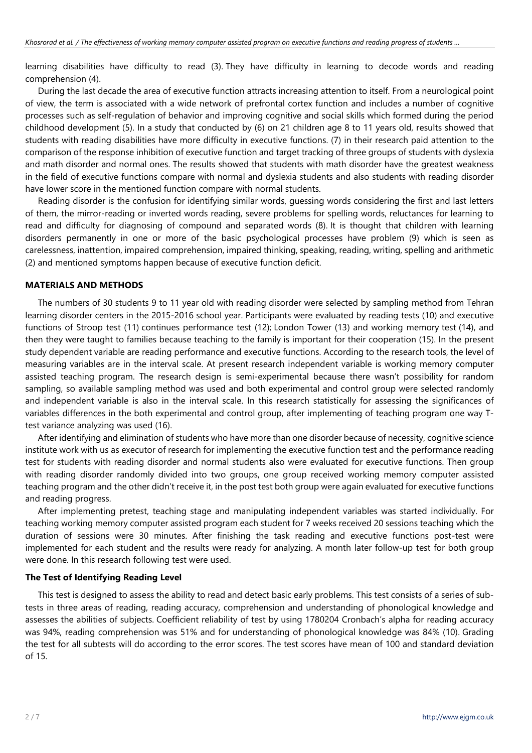learning disabilities have difficulty to read (3). They have difficulty in learning to decode words and reading comprehension (4).

During the last decade the area of executive function attracts increasing attention to itself. From a neurological point of view, the term is associated with a wide network of prefrontal cortex function and includes a number of cognitive processes such as self-regulation of behavior and improving cognitive and social skills which formed during the period childhood development (5). In a study that conducted by (6) on 21 children age 8 to 11 years old, results showed that students with reading disabilities have more difficulty in executive functions. (7) in their research paid attention to the comparison of the response inhibition of executive function and target tracking of three groups of students with dyslexia and math disorder and normal ones. The results showed that students with math disorder have the greatest weakness in the field of executive functions compare with normal and dyslexia students and also students with reading disorder have lower score in the mentioned function compare with normal students.

Reading disorder is the confusion for identifying similar words, guessing words considering the first and last letters of them, the mirror-reading or inverted words reading, severe problems for spelling words, reluctances for learning to read and difficulty for diagnosing of compound and separated words (8). It is thought that children with learning disorders permanently in one or more of the basic psychological processes have problem (9) which is seen as carelessness, inattention, impaired comprehension, impaired thinking, speaking, reading, writing, spelling and arithmetic (2) and mentioned symptoms happen because of executive function deficit.

## MATERIALS AND METHODS

The numbers of 30 students 9 to 11 year old with reading disorder were selected by sampling method from Tehran learning disorder centers in the 2015-2016 school year. Participants were evaluated by reading tests (10) and executive functions of Stroop test (11) continues performance test (12); London Tower (13) and working memory test (14), and then they were taught to families because teaching to the family is important for their cooperation (15). In the present study dependent variable are reading performance and executive functions. According to the research tools, the level of measuring variables are in the interval scale. At present research independent variable is working memory computer assisted teaching program. The research design is semi-experimental because there wasn't possibility for random sampling, so available sampling method was used and both experimental and control group were selected randomly and independent variable is also in the interval scale. In this research statistically for assessing the significances of variables differences in the both experimental and control group, after implementing of teaching program one way T-test variance analyzing was used (16).

After identifying and elimination of students who have more than one disorder because of necessity, cognitive science institute work with us as executor of research for implementing the executive function test and the performance reading test for students with reading disorder and normal students also were evaluated for executive functions. Then group with reading disorder randomly divided into two groups, one group received working memory computer assisted teaching program and the other didn't receive it, in the post test both group were again evaluated for executive functions and reading progress.

After implementing pretest, teaching stage and manipulating independent variables was started individually. For teaching working memory computer assisted program each student for 7 weeks received 20 sessions teaching which the duration of sessions were 30 minutes. After finishing the task reading and executive functions post-test were implemented for each student and the results were ready for analyzing. A month later follow-up test for both group were done. In this research following test were used.

### The Test of Identifying Reading Level

This test is designed to assess the ability to read and detect basic early problems. This test consists of a series of sub-tests in three areas of reading, reading accuracy, comprehension and understanding of phonological knowledge and assesses the abilities of subjects. Coefficient reliability of test by using 1780204 Cronbach's alpha for reading accuracy was 94%, reading comprehension was 51% and for understanding of phonological knowledge was 84% (10). Grading the test for all subtests will do according to the error scores. The test scores have mean of 100 and standard deviation of 15.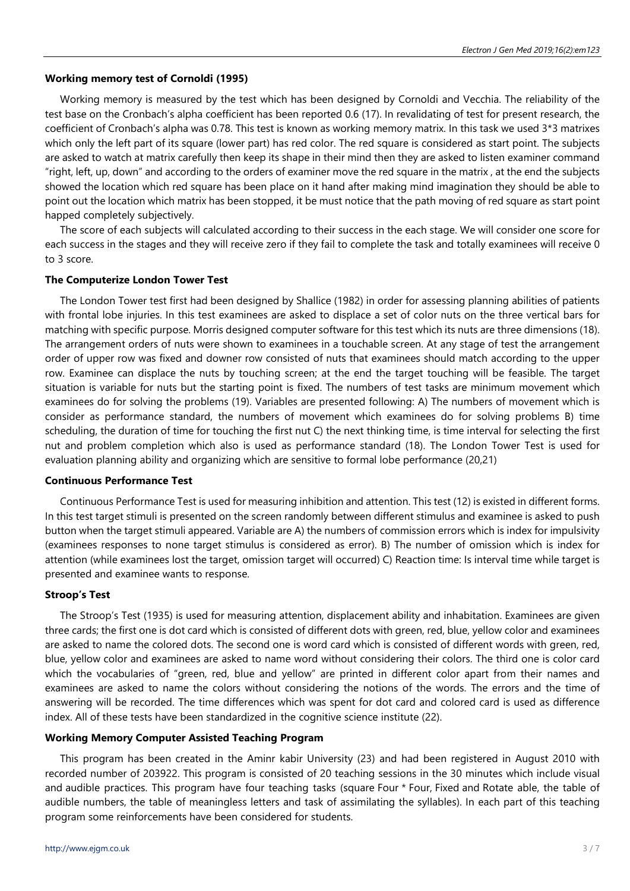### Working memory test of Cornoldi (1995)

Working memory is measured by the test which has been designed by Cornoldi and Vecchia. The reliability of the test base on the Cronbach's alpha coefficient has been reported 0.6 (17). In revalidating of test for present research, the coefficient of Cronbach's alpha was 0.78. This test is known as working memory matrix. In this task we used 3*3 matrixes which only the left part of its square (lower part) has red color. The red square is considered as start point. The subjects are asked to watch at matrix carefully then keep its shape in their mind then they are asked to listen examiner command "right, left, up, down" and according to the orders of examiner move the red square in the matrix , at the end the subjects showed the location which red square has been place on it hand after making mind imagination they should be able to point out the location which matrix has been stopped, it be must notice that the path moving of red square as start point happed completely subjectively.

The score of each subjects will calculated according to their success in the each stage. We will consider one score for each success in the stages and they will receive zero if they fail to complete the task and totally examinees will receive 0 to 3 score.

### The Computerize London Tower Test

The London Tower test first had been designed by Shallice (1982) in order for assessing planning abilities of patients with frontal lobe injuries. In this test examinees are asked to displace a set of color nuts on the three vertical bars for matching with specific purpose. Morris designed computer software for this test which its nuts are three dimensions (18). The arrangement orders of nuts were shown to examinees in a touchable screen. At any stage of test the arrangement order of upper row was fixed and downer row consisted of nuts that examinees should match according to the upper row. Examinee can displace the nuts by touching screen; at the end the target touching will be feasible. The target situation is variable for nuts but the starting point is fixed. The numbers of test tasks are minimum movement which examinees do for solving the problems (19). Variables are presented following: A) The numbers of movement which is consider as performance standard, the numbers of movement which examinees do for solving problems B) time scheduling, the duration of time for touching the first nut C) the next thinking time, is time interval for selecting the first nut and problem completion which also is used as performance standard (18). The London Tower Test is used for evaluation planning ability and organizing which are sensitive to formal lobe performance (20,21)

### Continuous Performance Test

Continuous Performance Test is used for measuring inhibition and attention. This test (12) is existed in different forms. In this test target stimuli is presented on the screen randomly between different stimulus and examinee is asked to push button when the target stimuli appeared. Variable are A) the numbers of commission errors which is index for impulsivity (examinees responses to none target stimulus is considered as error). B) The number of omission which is index for attention (while examinees lost the target, omission target will occurred) C) Reaction time: Is interval time while target is presented and examinee wants to response.

### Stroop's Test

The Stroop's Test (1935) is used for measuring attention, displacement ability and inhabitation. Examinees are given three cards; the first one is dot card which is consisted of different dots with green, red, blue, yellow color and examinees are asked to name the colored dots. The second one is word card which is consisted of different words with green, red, blue, yellow color and examinees are asked to name word without considering their colors. The third one is color card which the vocabularies of "green, red, blue and yellow" are printed in different color apart from their names and examinees are asked to name the colors without considering the notions of the words. The errors and the time of answering will be recorded. The time differences which was spent for dot card and colored card is used as difference index. All of these tests have been standardized in the cognitive science institute (22).

### Working Memory Computer Assisted Teaching Program

This program has been created in the Aminr kabir University (23) and had been registered in August 2010 with recorded number of 203922. This program is consisted of 20 teaching sessions in the 30 minutes which include visual and audible practices. This program have four teaching tasks (square Four * Four, Fixed and Rotate able, the table of audible numbers, the table of meaningless letters and task of assimilating the syllables). In each part of this teaching program some reinforcements have been considered for students.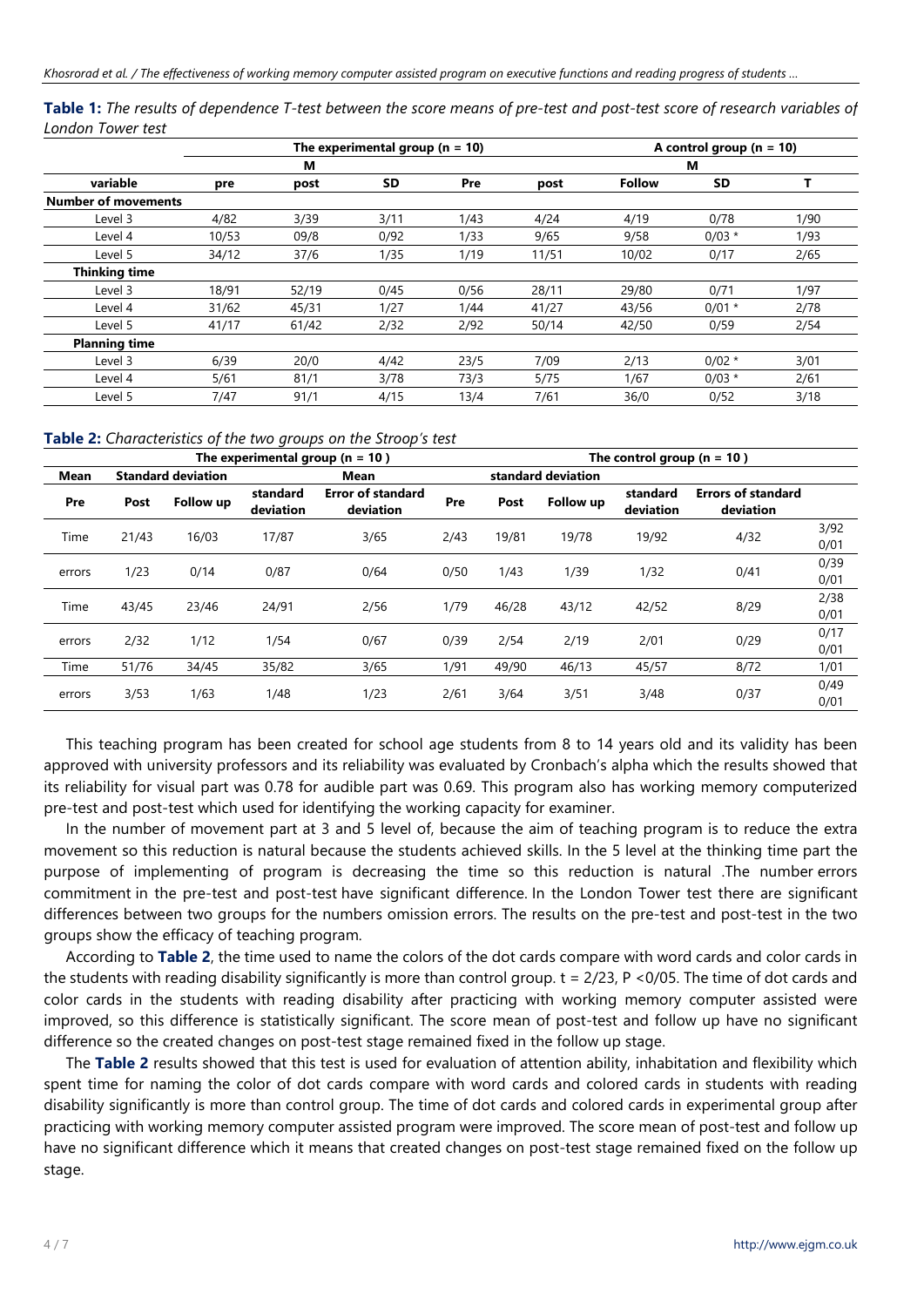**Table 1:** *The results of dependence T-test between the score means of pre-test and post-test score of research variables of London Tower test*

| | The experimental group (n = 10) | | | | | A control group (n = 10) | | |
|---|---|---|---|---|---|---|---|---|
| | M | | | | | M | | |
| variable | pre | post | SD | Pre | post | Follow | SD | T |
| **Number of movements** | | | | | | | | |
| Level 3 | 4/82 | 3/39 | 3/11 | 1/43 | 4/24 | 4/19 | 0/78 | 1/90 |
| Level 4 | 10/53 | 09/8 | 0/92 | 1/33 | 9/65 | 9/58 | 0/03 * | 1/93 |
| Level 5 | 34/12 | 37/6 | 1/35 | 1/19 | 11/51 | 10/02 | 0/17 | 2/65 |
| **Thinking time** | | | | | | | | |
| Level 3 | 18/91 | 52/19 | 0/45 | 0/56 | 28/11 | 29/80 | 0/71 | 1/97 |
| Level 4 | 31/62 | 45/31 | 1/27 | 1/44 | 41/27 | 43/56 | 0/01 * | 2/78 |
| Level 5 | 41/17 | 61/42 | 2/32 | 2/92 | 50/14 | 42/50 | 0/59 | 2/54 |
| **Planning time** | | | | | | | | |
| Level 3 | 6/39 | 20/0 | 4/42 | 23/5 | 7/09 | 2/13 | 0/02 * | 3/01 |
| Level 4 | 5/61 | 81/1 | 3/78 | 73/3 | 5/75 | 1/67 | 0/03 * | 2/61 |
| Level 5 | 7/47 | 91/1 | 4/15 | 13/4 | 7/61 | 36/0 | 0/52 | 3/18 |

**Table 2:** *Characteristics of the two groups on the Stroop's test*

| The experimental group (n = 10 ) | | | | | The control group (n = 10 ) | | | | | |
|---|---|---|---|---|---|---|---|---|---|---|
| Mean | Standard deviation | | | Mean | | standard deviation | | | | |
| Pre | Post | Follow up | standard deviation | Error of standard deviation | Pre | Post | Follow up | standard deviation | Errors of standard deviation | |
| Time | 21/43 | 16/03 | 17/87 | 3/65 | 2/43 | 19/81 | 19/78 | 19/92 | 4/32 | 3/92 0/01 |
| errors | 1/23 | 0/14 | 0/87 | 0/64 | 0/50 | 1/43 | 1/39 | 1/32 | 0/41 | 0/39 0/01 |
| Time | 43/45 | 23/46 | 24/91 | 2/56 | 1/79 | 46/28 | 43/12 | 42/52 | 8/29 | 2/38 0/01 |
| errors | 2/32 | 1/12 | 1/54 | 0/67 | 0/39 | 2/54 | 2/19 | 2/01 | 0/29 | 0/17 0/01 |
| Time | 51/76 | 34/45 | 35/82 | 3/65 | 1/91 | 49/90 | 46/13 | 45/57 | 8/72 | 1/01 |
| errors | 3/53 | 1/63 | 1/48 | 1/23 | 2/61 | 3/64 | 3/51 | 3/48 | 0/37 | 0/49 0/01 |

This teaching program has been created for school age students from 8 to 14 years old and its validity has been approved with university professors and its reliability was evaluated by Cronbach's alpha which the results showed that its reliability for visual part was 0.78 for audible part was 0.69. This program also has working memory computerized pre-test and post-test which used for identifying the working capacity for examiner.

In the number of movement part at 3 and 5 level of, because the aim of teaching program is to reduce the extra movement so this reduction is natural because the students achieved skills. In the 5 level at the thinking time part the purpose of implementing of program is decreasing the time so this reduction is natural .The number errors commitment in the pre-test and post-test have significant difference. In the London Tower test there are significant differences between two groups for the numbers omission errors. The results on the pre-test and post-test in the two groups show the efficacy of teaching program.

According to **Table 2**, the time used to name the colors of the dot cards compare with word cards and color cards in the students with reading disability significantly is more than control group. t = 2/23, P <0/05. The time of dot cards and color cards in the students with reading disability after practicing with working memory computer assisted were improved, so this difference is statistically significant. The score mean of post-test and follow up have no significant difference so the created changes on post-test stage remained fixed in the follow up stage.

The **Table 2** results showed that this test is used for evaluation of attention ability, inhabitation and flexibility which spent time for naming the color of dot cards compare with word cards and colored cards in students with reading disability significantly is more than control group. The time of dot cards and colored cards in experimental group after practicing with working memory computer assisted program were improved. The score mean of post-test and follow up have no significant difference which it means that created changes on post-test stage remained fixed on the follow up stage.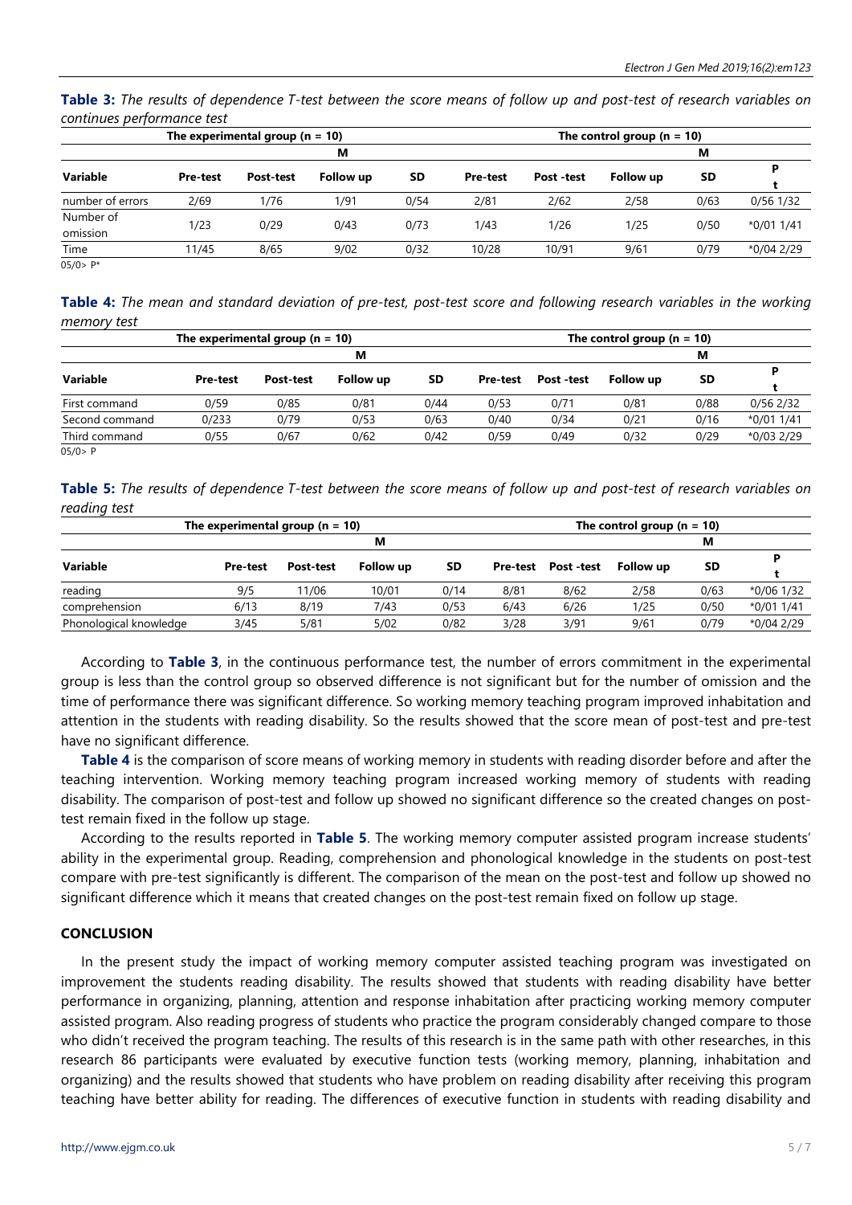**Table 3:** *The results of dependence T-test between the score means of follow up and post-test of research variables on continues performance test*

| | The experimental group (n = 10) | | | | The control group (n = 10) | | | | |
|---|---|---|---|---|---|---|---|---|---|
| | M | | | | M | | | | |
| **Variable** | **Pre-test** | **Post-test** | **Follow up** | **SD** | **Pre-test** | **Post -test** | **Follow up** | **SD** | **P t** |
| number of errors | 2/69 | 1/76 | 1/91 | 0/54 | 2/81 | 2/62 | 2/58 | 0/63 | 0/56 1/32 |
| Number of omission | 1/23 | 0/29 | 0/43 | 0/73 | 1/43 | 1/26 | 1/25 | 0/50 | *0/01 1/41 |
| Time | 11/45 | 8/65 | 9/02 | 0/32 | 10/28 | 10/91 | 9/61 | 0/79 | *0/04 2/29 |

05/0> P*

**Table 4:** *The mean and standard deviation of pre-test, post-test score and following research variables in the working memory test*

| | The experimental group (n = 10) | | | | The control group (n = 10) | | | | |
|---|---|---|---|---|---|---|---|---|---|
| | M | | | | M | | | | |
| **Variable** | **Pre-test** | **Post-test** | **Follow up** | **SD** | **Pre-test** | **Post -test** | **Follow up** | **SD** | **P t** |
| First command | 0/59 | 0/85 | 0/81 | 0/44 | 0/53 | 0/71 | 0/81 | 0/88 | 0/56 2/32 |
| Second command | 0/233 | 0/79 | 0/53 | 0/63 | 0/40 | 0/34 | 0/21 | 0/16 | *0/01 1/41 |
| Third command | 0/55 | 0/67 | 0/62 | 0/42 | 0/59 | 0/49 | 0/32 | 0/29 | *0/03 2/29 |

05/0> P

**Table 5:** *The results of dependence T-test between the score means of follow up and post-test of research variables on reading test*

| | The experimental group (n = 10) | | | | The control group (n = 10) | | | | |
|---|---|---|---|---|---|---|---|---|---|
| | M | | | | M | | | | |
| **Variable** | **Pre-test** | **Post-test** | **Follow up** | **SD** | **Pre-test** | **Post -test** | **Follow up** | **SD** | **P t** |
| reading | 9/5 | 11/06 | 10/01 | 0/14 | 8/81 | 8/62 | 2/58 | 0/63 | *0/06 1/32 |
| comprehension | 6/13 | 8/19 | 7/43 | 0/53 | 6/43 | 6/26 | 1/25 | 0/50 | *0/01 1/41 |
| Phonological knowledge | 3/45 | 5/81 | 5/02 | 0/82 | 3/28 | 3/91 | 9/61 | 0/79 | *0/04 2/29 |

According to **Table 3**, in the continuous performance test, the number of errors commitment in the experimental group is less than the control group so observed difference is not significant but for the number of omission and the time of performance there was significant difference. So working memory teaching program improved inhabitation and attention in the students with reading disability. So the results showed that the score mean of post-test and pre-test have no significant difference.

**Table 4** is the comparison of score means of working memory in students with reading disorder before and after the teaching intervention. Working memory teaching program increased working memory of students with reading disability. The comparison of post-test and follow up showed no significant difference so the created changes on post-test remain fixed in the follow up stage.

According to the results reported in **Table 5**. The working memory computer assisted program increase students' ability in the experimental group. Reading, comprehension and phonological knowledge in the students on post-test compare with pre-test significantly is different. The comparison of the mean on the post-test and follow up showed no significant difference which it means that created changes on the post-test remain fixed on follow up stage.

## CONCLUSION

In the present study the impact of working memory computer assisted teaching program was investigated on improvement the students reading disability. The results showed that students with reading disability have better performance in organizing, planning, attention and response inhabitation after practicing working memory computer assisted program. Also reading progress of students who practice the program considerably changed compare to those who didn't received the program teaching. The results of this research is in the same path with other researches, in this research 86 participants were evaluated by executive function tests (working memory, planning, inhabitation and organizing) and the results showed that students who have problem on reading disability after receiving this program teaching have better ability for reading. The differences of executive function in students with reading disability and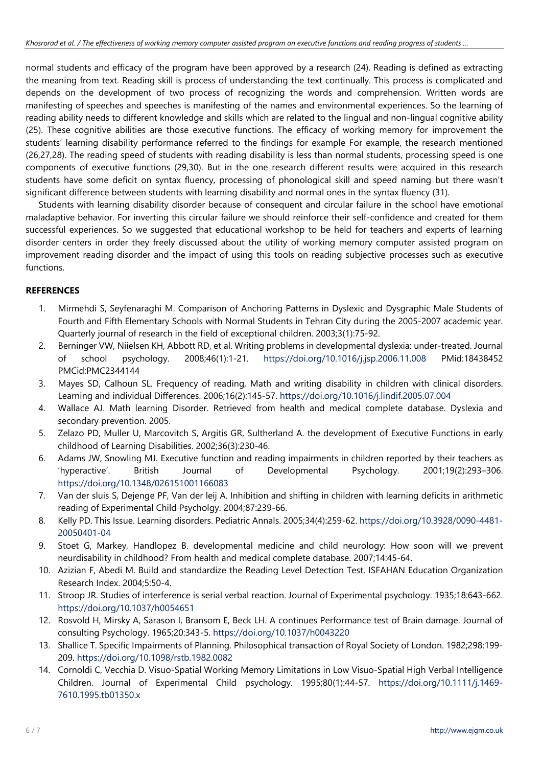normal students and efficacy of the program have been approved by a research (24). Reading is defined as extracting the meaning from text. Reading skill is process of understanding the text continually. This process is complicated and depends on the development of two process of recognizing the words and comprehension. Written words are manifesting of speeches and speeches is manifesting of the names and environmental experiences. So the learning of reading ability needs to different knowledge and skills which are related to the lingual and non-lingual cognitive ability (25). These cognitive abilities are those executive functions. The efficacy of working memory for improvement the students' learning disability performance referred to the findings for example For example, the research mentioned (26,27,28). The reading speed of students with reading disability is less than normal students, processing speed is one components of executive functions (29,30). But in the one research different results were acquired in this research students have some deficit on syntax fluency, processing of phonological skill and speed naming but there wasn't significant difference between students with learning disability and normal ones in the syntax fluency (31).

Students with learning disability disorder because of consequent and circular failure in the school have emotional maladaptive behavior. For inverting this circular failure we should reinforce their self-confidence and created for them successful experiences. So we suggested that educational workshop to be held for teachers and experts of learning disorder centers in order they freely discussed about the utility of working memory computer assisted program on improvement reading disorder and the impact of using this tools on reading subjective processes such as executive functions.

## REFERENCES

1. Mirmehdi S, Seyfenaraghi M. Comparison of Anchoring Patterns in Dyslexic and Dysgraphic Male Students of Fourth and Fifth Elementary Schools with Normal Students in Tehran City during the 2005-2007 academic year. Quarterly journal of research in the field of exceptional children. 2003;3(1):75-92.
2. Berninger VW, Niielsen KH, Abbott RD, et al. Writing problems in developmental dyslexia: under-treated. Journal of school psychology. 2008;46(1):1-21. https://doi.org/10.1016/j.jsp.2006.11.008 PMid:18438452 PMCid:PMC2344144
3. Mayes SD, Calhoun SL. Frequency of reading, Math and writing disability in children with clinical disorders. Learning and individual Differences. 2006;16(2):145-57. https://doi.org/10.1016/j.lindif.2005.07.004
4. Wallace AJ. Math learning Disorder. Retrieved from health and medical complete database. Dyslexia and secondary prevention. 2005.
5. Zelazo PD, Muller U, Marcovitch S, Argitis GR, Sultherland A. the development of Executive Functions in early childhood of Learning Disabilities. 2002;36(3):230-46.
6. Adams JW, Snowling MJ. Executive function and reading impairments in children reported by their teachers as 'hyperactive'. British Journal of Developmental Psychology. 2001;19(2):293–306. https://doi.org/10.1348/026151001166083
7. Van der sluis S, Dejenge PF, Van der leij A. Inhibition and shifting in children with learning deficits in arithmetic reading of Experimental Child Psycholgy. 2004;87:239-66.
8. Kelly PD. This Issue. Learning disorders. Pediatric Annals. 2005;34(4):259-62. https://doi.org/10.3928/0090-4481-20050401-04
9. Stoet G, Markey, Handlopez B. developmental medicine and child neurology: How soon will we prevent neurdisability in childhood? From health and medical complete database. 2007;14:45-64.
10. Azizian F, Abedi M. Build and standardize the Reading Level Detection Test. ISFAHAN Education Organization Research Index. 2004;5:50-4.
11. Stroop JR. Studies of interference is serial verbal reaction. Journal of Experimental psychology. 1935;18:643-662. https://doi.org/10.1037/h0054651
12. Rosvold H, Mirsky A, Sarason I, Bransom E, Beck LH. A continues Performance test of Brain damage. Journal of consulting Psychology. 1965;20:343-5. https://doi.org/10.1037/h0043220
13. Shallice T. Specific Impairments of Planning. Philosophical transaction of Royal Society of London. 1982;298:199-209. https://doi.org/10.1098/rstb.1982.0082
14. Cornoldi C, Vecchia D. Visuo-Spatial Working Memory Limitations in Low Visuo-Spatial High Verbal Intelligence Children. Journal of Experimental Child psychology. 1995;80(1):44-57. https://doi.org/10.1111/j.1469-7610.1995.tb01350.x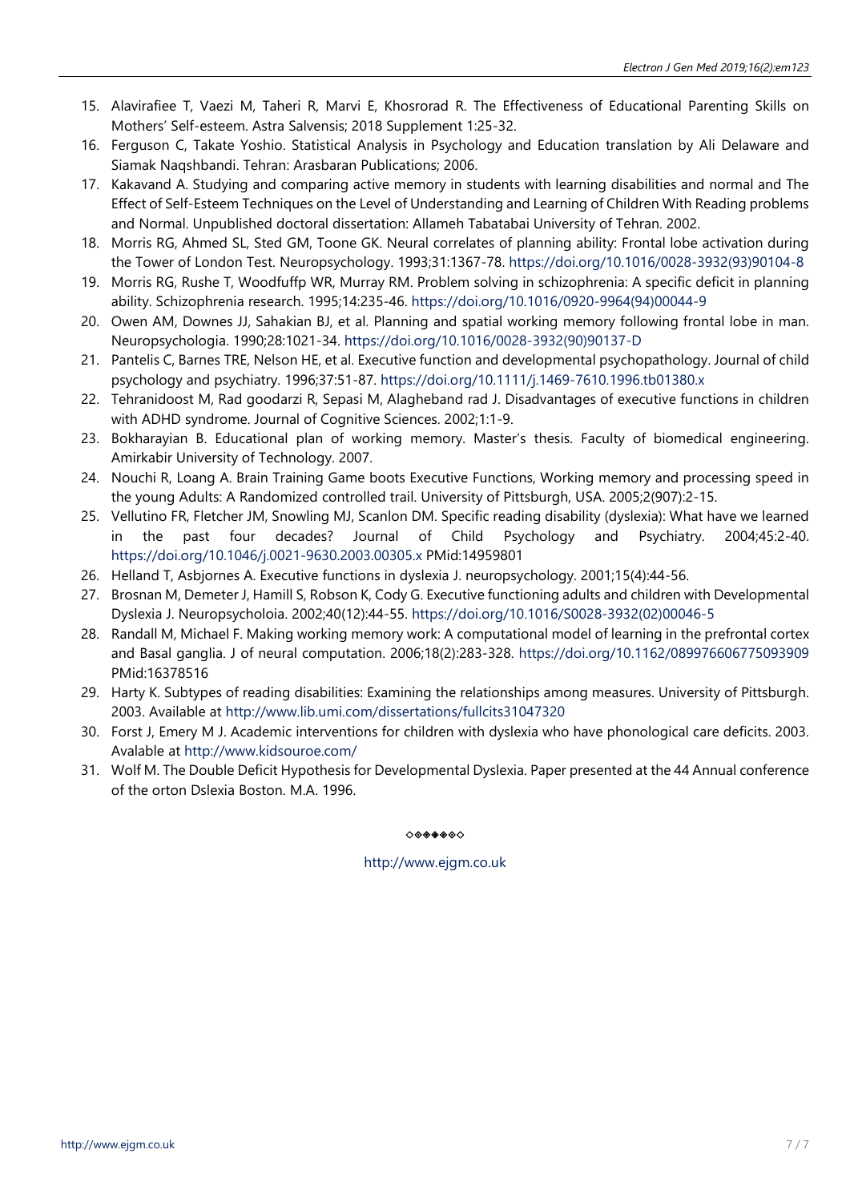15. Alavirafiee T, Vaezi M, Taheri R, Marvi E, Khosrorad R. The Effectiveness of Educational Parenting Skills on Mothers' Self-esteem. Astra Salvensis; 2018 Supplement 1:25-32.
16. Ferguson C, Takate Yoshio. Statistical Analysis in Psychology and Education translation by Ali Delaware and Siamak Naqshbandi. Tehran: Arasbaran Publications; 2006.
17. Kakavand A. Studying and comparing active memory in students with learning disabilities and normal and The Effect of Self-Esteem Techniques on the Level of Understanding and Learning of Children With Reading problems and Normal. Unpublished doctoral dissertation: Allameh Tabatabai University of Tehran. 2002.
18. Morris RG, Ahmed SL, Sted GM, Toone GK. Neural correlates of planning ability: Frontal lobe activation during the Tower of London Test. Neuropsychology. 1993;31:1367-78. https://doi.org/10.1016/0028-3932(93)90104-8
19. Morris RG, Rushe T, Woodfuffp WR, Murray RM. Problem solving in schizophrenia: A specific deficit in planning ability. Schizophrenia research. 1995;14:235-46. https://doi.org/10.1016/0920-9964(94)00044-9
20. Owen AM, Downes JJ, Sahakian BJ, et al. Planning and spatial working memory following frontal lobe in man. Neuropsychologia. 1990;28:1021-34. https://doi.org/10.1016/0028-3932(90)90137-D
21. Pantelis C, Barnes TRE, Nelson HE, et al. Executive function and developmental psychopathology. Journal of child psychology and psychiatry. 1996;37:51-87. https://doi.org/10.1111/j.1469-7610.1996.tb01380.x
22. Tehranidoost M, Rad goodarzi R, Sepasi M, Alagheband rad J. Disadvantages of executive functions in children with ADHD syndrome. Journal of Cognitive Sciences. 2002;1:1-9.
23. Bokharayian B. Educational plan of working memory. Master's thesis. Faculty of biomedical engineering. Amirkabir University of Technology. 2007.
24. Nouchi R, Loang A. Brain Training Game boots Executive Functions, Working memory and processing speed in the young Adults: A Randomized controlled trail. University of Pittsburgh, USA. 2005;2(907):2-15.
25. Vellutino FR, Fletcher JM, Snowling MJ, Scanlon DM. Specific reading disability (dyslexia): What have we learned in the past four decades? Journal of Child Psychology and Psychiatry. 2004;45:2-40. https://doi.org/10.1046/j.0021-9630.2003.00305.x PMid:14959801
26. Helland T, Asbjornes A. Executive functions in dyslexia J. neuropsychology. 2001;15(4):44-56.
27. Brosnan M, Demeter J, Hamill S, Robson K, Cody G. Executive functioning adults and children with Developmental Dyslexia J. Neuropsycholoia. 2002;40(12):44-55. https://doi.org/10.1016/S0028-3932(02)00046-5
28. Randall M, Michael F. Making working memory work: A computational model of learning in the prefrontal cortex and Basal ganglia. J of neural computation. 2006;18(2):283-328. https://doi.org/10.1162/089976606775093909 PMid:16378516
29. Harty K. Subtypes of reading disabilities: Examining the relationships among measures. University of Pittsburgh. 2003. Available at http://www.lib.umi.com/dissertations/fullcits31047320
30. Forst J, Emery M J. Academic interventions for children with dyslexia who have phonological care deficits. 2003. Avalable at http://www.kidsouroe.com/
31. Wolf M. The Double Deficit Hypothesis for Developmental Dyslexia. Paper presented at the 44 Annual conference of the orton Dslexia Boston. M.A. 1996.

◇◈◈◈◈◈◇

http://www.ejgm.co.uk